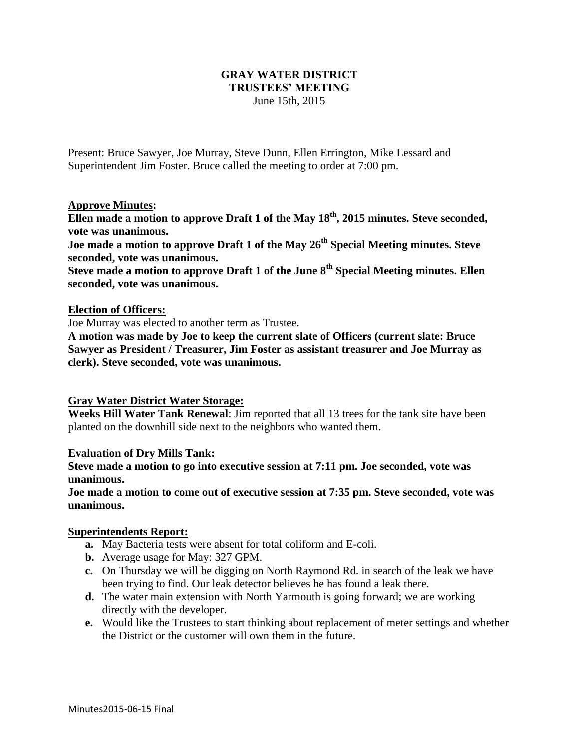# GRAY WATER DISTRICT
## TRUSTEES' MEETING

June 15th, 2015

Present: Bruce Sawyer, Joe Murray, Steve Dunn, Ellen Errington, Mike Lessard and Superintendent Jim Foster. Bruce called the meeting to order at 7:00 pm.

**Approve Minutes:**

**Ellen made a motion to approve Draft 1 of the May 18th, 2015 minutes. Steve seconded, vote was unanimous.**

**Joe made a motion to approve Draft 1 of the May 26th Special Meeting minutes. Steve seconded, vote was unanimous.**

**Steve made a motion to approve Draft 1 of the June 8th Special Meeting minutes. Ellen seconded, vote was unanimous.**

**Election of Officers:**

Joe Murray was elected to another term as Trustee.

**A motion was made by Joe to keep the current slate of Officers (current slate: Bruce Sawyer as President / Treasurer, Jim Foster as assistant treasurer and Joe Murray as clerk). Steve seconded, vote was unanimous.**

**Gray Water District Water Storage:**

**Weeks Hill Water Tank Renewal**: Jim reported that all 13 trees for the tank site have been planted on the downhill side next to the neighbors who wanted them.

**Evaluation of Dry Mills Tank:**

**Steve made a motion to go into executive session at 7:11 pm. Joe seconded, vote was unanimous.**

**Joe made a motion to come out of executive session at 7:35 pm. Steve seconded, vote was unanimous.**

**Superintendents Report:**

- **a.** May Bacteria tests were absent for total coliform and E-coli.
- **b.** Average usage for May: 327 GPM.
- **c.** On Thursday we will be digging on North Raymond Rd. in search of the leak we have been trying to find. Our leak detector believes he has found a leak there.
- **d.** The water main extension with North Yarmouth is going forward; we are working directly with the developer.
- **e.** Would like the Trustees to start thinking about replacement of meter settings and whether the District or the customer will own them in the future.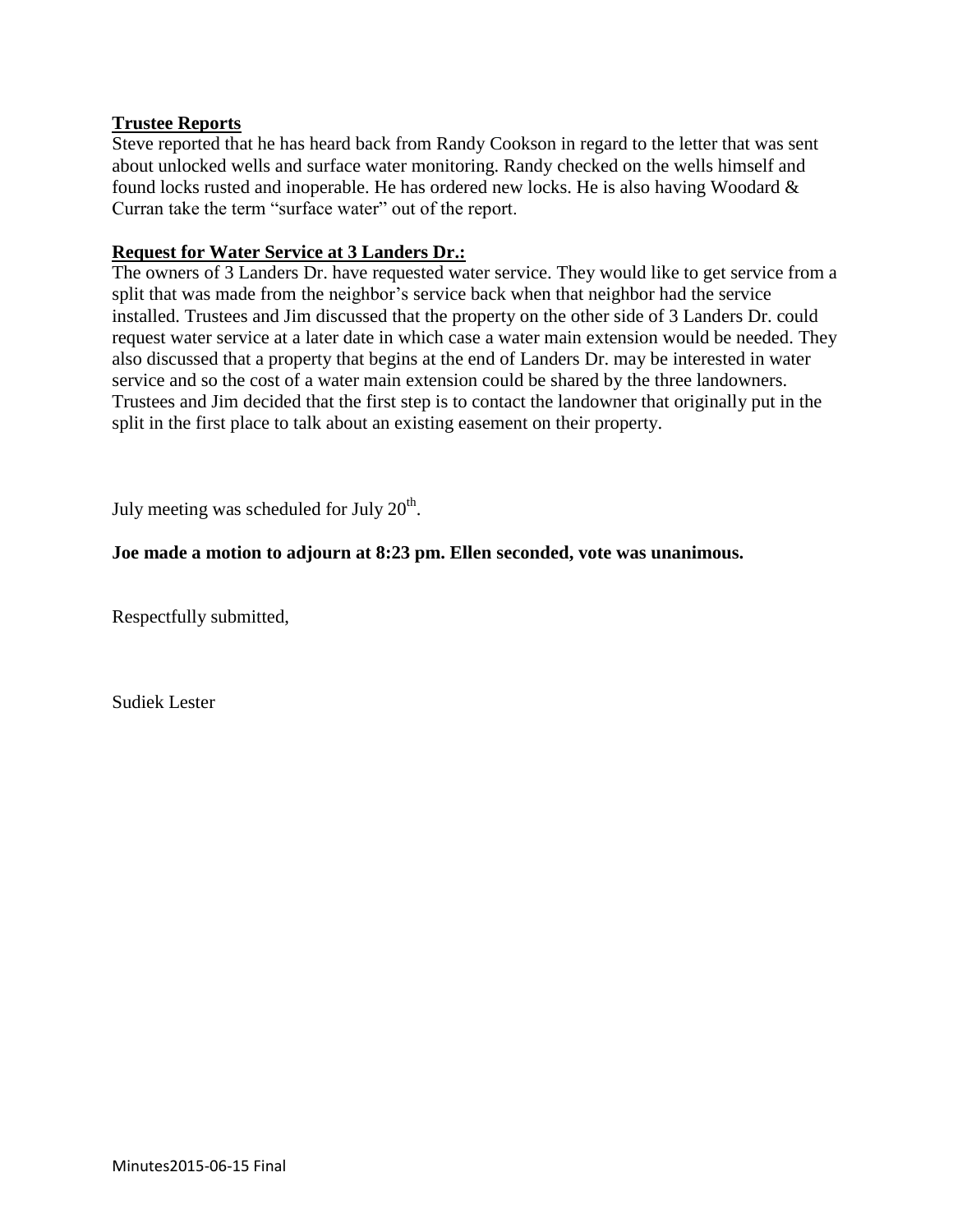**Trustee Reports**

Steve reported that he has heard back from Randy Cookson in regard to the letter that was sent about unlocked wells and surface water monitoring. Randy checked on the wells himself and found locks rusted and inoperable. He has ordered new locks. He is also having Woodard & Curran take the term "surface water" out of the report.

**Request for Water Service at 3 Landers Dr.:**

The owners of 3 Landers Dr. have requested water service. They would like to get service from a split that was made from the neighbor's service back when that neighbor had the service installed. Trustees and Jim discussed that the property on the other side of 3 Landers Dr. could request water service at a later date in which case a water main extension would be needed. They also discussed that a property that begins at the end of Landers Dr. may be interested in water service and so the cost of a water main extension could be shared by the three landowners. Trustees and Jim decided that the first step is to contact the landowner that originally put in the split in the first place to talk about an existing easement on their property.

July meeting was scheduled for July 20th.

**Joe made a motion to adjourn at 8:23 pm. Ellen seconded, vote was unanimous.**

Respectfully submitted,

Sudiek Lester